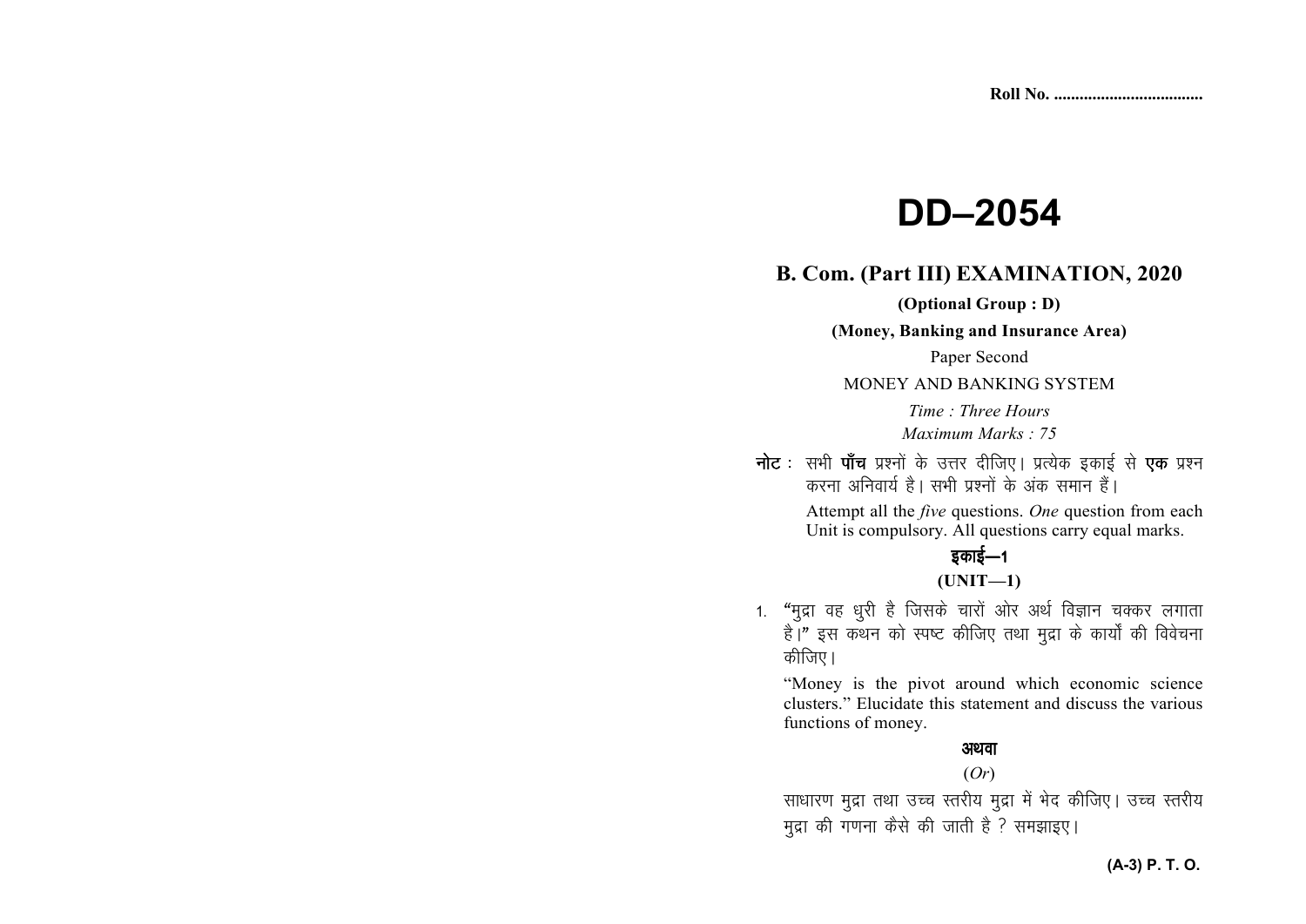Roll No. ..................................

# DD–2054

## B. Com. (Part III) EXAMINATION, 2020

**(Optional Group : D)**

**(Money, Banking and Insurance Area)**

Paper Second

MONEY AND BANKING SYSTEM

*Time : Three Hours*

*Maximum Marks : 75*

**नोट :** सभी **पाँच** प्रश्नों के उत्तर दीजिए। प्रत्येक इकाई से **एक** प्रश्न करना अनिवार्य है। सभी प्रश्नों के अंक समान हैं।

Attempt all the *five* questions. *One* question from each Unit is compulsory. All questions carry equal marks.

### इकाई—1

### (UNIT—1)

1. "मुद्रा वह धुरी है जिसके चारों ओर अर्थ विज्ञान चक्कर लगाता है।" इस कथन को स्पष्ट कीजिए तथा मुद्रा के कार्यों की विवेचना कीजिए।

   "Money is the pivot around which economic science clusters." Elucidate this statement and discuss the various functions of money.

   **अथवा**

   (*Or*)

   साधारण मुद्रा तथा उच्च स्तरीय मुद्रा में भेद कीजिए। उच्च स्तरीय मुद्रा की गणना कैसे की जाती है ? समझाइए।

**(A-3) P. T. O.**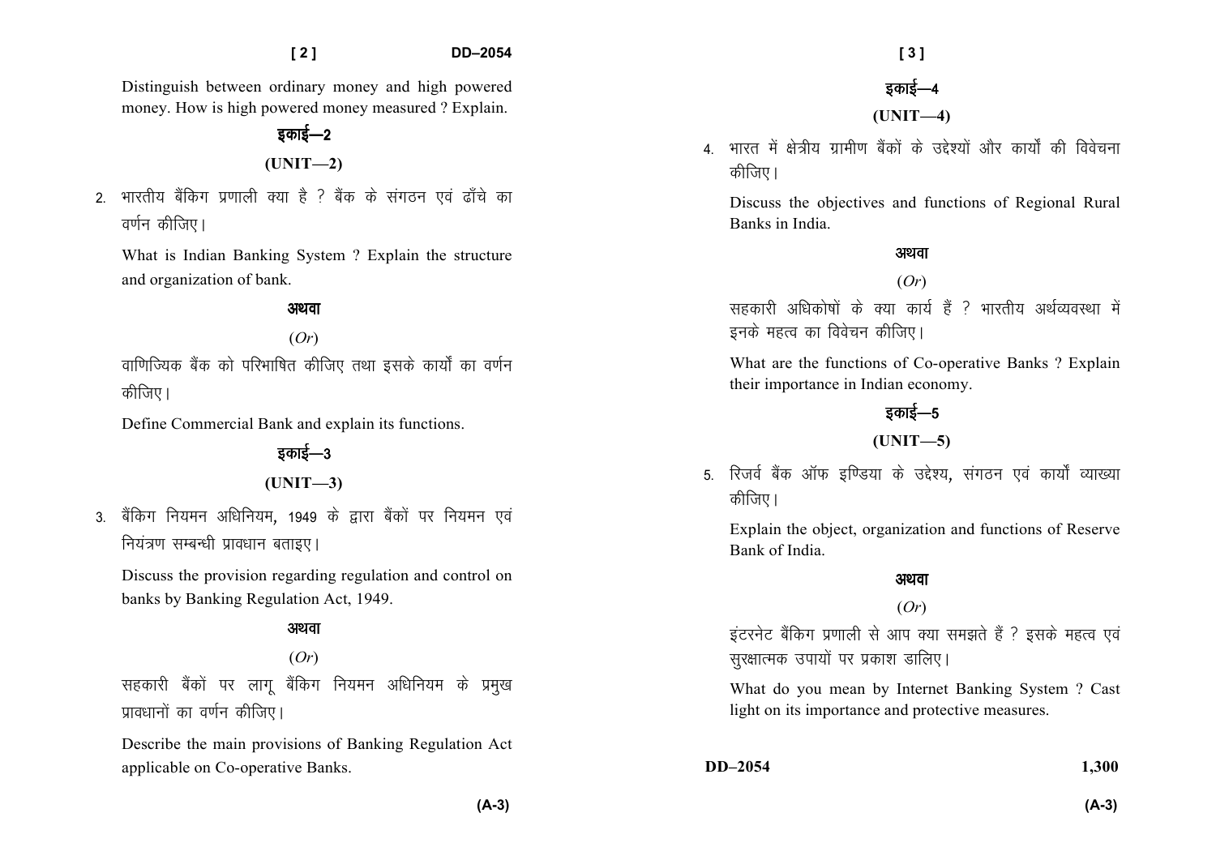Distinguish between ordinary money and high powered money. How is high powered money measured ? Explain.

## इकाई—2

## (UNIT—2)

2. भारतीय बैंकिग प्रणाली क्या है ? बैंक के संगठन एवं ढाँचे का वर्णन कीजिए।

   What is Indian Banking System ? Explain the structure and organization of bank.

   अथवा

   (*Or*)

   वाणिज्यिक बैंक को परिभाषित कीजिए तथा इसके कार्यों का वर्णन कीजिए।

   Define Commercial Bank and explain its functions.

## इकाई—3

## (UNIT—3)

3. बैंकिग नियमन अधिनियम, 1949 के द्वारा बैंकों पर नियमन एवं नियंत्रण सम्बन्धी प्रावधान बताइए।

   Discuss the provision regarding regulation and control on banks by Banking Regulation Act, 1949.

   अथवा

   (*Or*)

   सहकारी बैंकों पर लागू बैंकिग नियमन अधिनियम के प्रमुख प्रावधानों का वर्णन कीजिए।

   Describe the main provisions of Banking Regulation Act applicable on Co-operative Banks.

## इकाई—4

## (UNIT—4)

4. भारत में क्षेत्रीय ग्रामीण बैंकों के उद्देश्यों और कार्यों की विवेचना कीजिए।

   Discuss the objectives and functions of Regional Rural Banks in India.

   अथवा

   (*Or*)

   सहकारी अधिकोषों के क्या कार्य हैं ? भारतीय अर्थव्यवस्था में इनके महत्व का विवेचन कीजिए।

   What are the functions of Co-operative Banks ? Explain their importance in Indian economy.

## इकाई—5

## (UNIT—5)

5. रिजर्व बैंक ऑफ इण्डिया के उद्देश्य, संगठन एवं कार्यों व्याख्या कीजिए।

   Explain the object, organization and functions of Reserve Bank of India.

   अथवा

   (*Or*)

   इंटरनेट बैंकिग प्रणाली से आप क्या समझते हैं ? इसके महत्व एवं सुरक्षात्मक उपायों पर प्रकाश डालिए।

   What do you mean by Internet Banking System ? Cast light on its importance and protective measures.

DD–2054 1,300